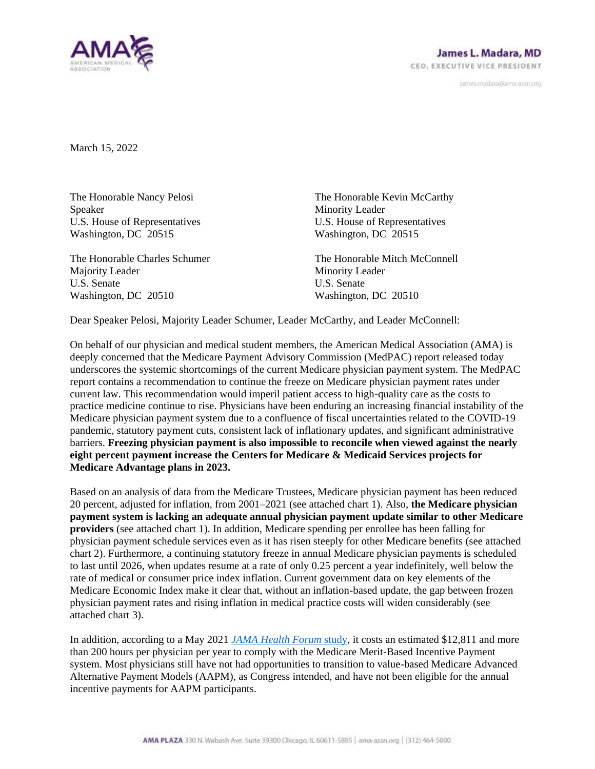**James L. Madara, MD**
CEO, EXECUTIVE VICE PRESIDENT
james.madara@ama-assn.org

March 15, 2022

The Honorable Nancy Pelosi
Speaker
U.S. House of Representatives
Washington, DC 20515

The Honorable Kevin McCarthy
Minority Leader
U.S. House of Representatives
Washington, DC 20515

The Honorable Charles Schumer
Majority Leader
U.S. Senate
Washington, DC 20510

The Honorable Mitch McConnell
Minority Leader
U.S. Senate
Washington, DC 20510

Dear Speaker Pelosi, Majority Leader Schumer, Leader McCarthy, and Leader McConnell:

On behalf of our physician and medical student members, the American Medical Association (AMA) is deeply concerned that the Medicare Payment Advisory Commission (MedPAC) report released today underscores the systemic shortcomings of the current Medicare physician payment system. The MedPAC report contains a recommendation to continue the freeze on Medicare physician payment rates under current law. This recommendation would imperil patient access to high-quality care as the costs to practice medicine continue to rise. Physicians have been enduring an increasing financial instability of the Medicare physician payment system due to a confluence of fiscal uncertainties related to the COVID-19 pandemic, statutory payment cuts, consistent lack of inflationary updates, and significant administrative barriers. **Freezing physician payment is also impossible to reconcile when viewed against the nearly eight percent payment increase the Centers for Medicare & Medicaid Services projects for Medicare Advantage plans in 2023.**

Based on an analysis of data from the Medicare Trustees, Medicare physician payment has been reduced 20 percent, adjusted for inflation, from 2001–2021 (see attached chart 1). Also, **the Medicare physician payment system is lacking an adequate annual physician payment update similar to other Medicare providers** (see attached chart 1). In addition, Medicare spending per enrollee has been falling for physician payment schedule services even as it has risen steeply for other Medicare benefits (see attached chart 2). Furthermore, a continuing statutory freeze in annual Medicare physician payments is scheduled to last until 2026, when updates resume at a rate of only 0.25 percent a year indefinitely, well below the rate of medical or consumer price index inflation. Current government data on key elements of the Medicare Economic Index make it clear that, without an inflation-based update, the gap between frozen physician payment rates and rising inflation in medical practice costs will widen considerably (see attached chart 3).

In addition, according to a May 2021 *JAMA Health Forum* study, it costs an estimated $12,811 and more than 200 hours per physician per year to comply with the Medicare Merit-Based Incentive Payment system. Most physicians still have not had opportunities to transition to value-based Medicare Advanced Alternative Payment Models (AAPM), as Congress intended, and have not been eligible for the annual incentive payments for AAPM participants.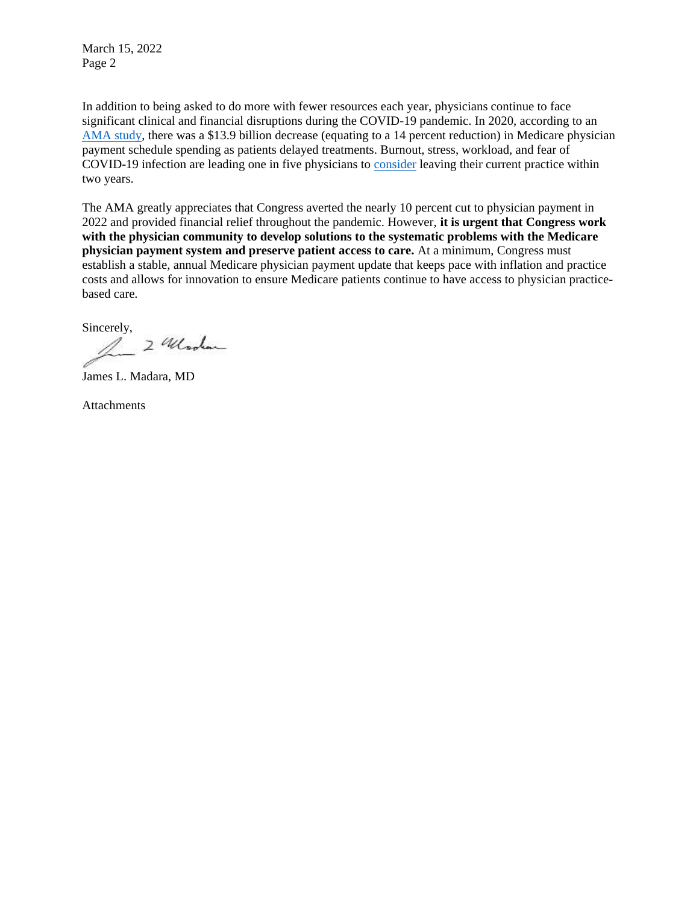In addition to being asked to do more with fewer resources each year, physicians continue to face significant clinical and financial disruptions during the COVID-19 pandemic. In 2020, according to an AMA study, there was a $13.9 billion decrease (equating to a 14 percent reduction) in Medicare physician payment schedule spending as patients delayed treatments. Burnout, stress, workload, and fear of COVID-19 infection are leading one in five physicians to consider leaving their current practice within two years.

The AMA greatly appreciates that Congress averted the nearly 10 percent cut to physician payment in 2022 and provided financial relief throughout the pandemic. However, **it is urgent that Congress work with the physician community to develop solutions to the systematic problems with the Medicare physician payment system and preserve patient access to care.** At a minimum, Congress must establish a stable, annual Medicare physician payment update that keeps pace with inflation and practice costs and allows for innovation to ensure Medicare patients continue to have access to physician practice-based care.

Sincerely,

James L. Madara, MD

Attachments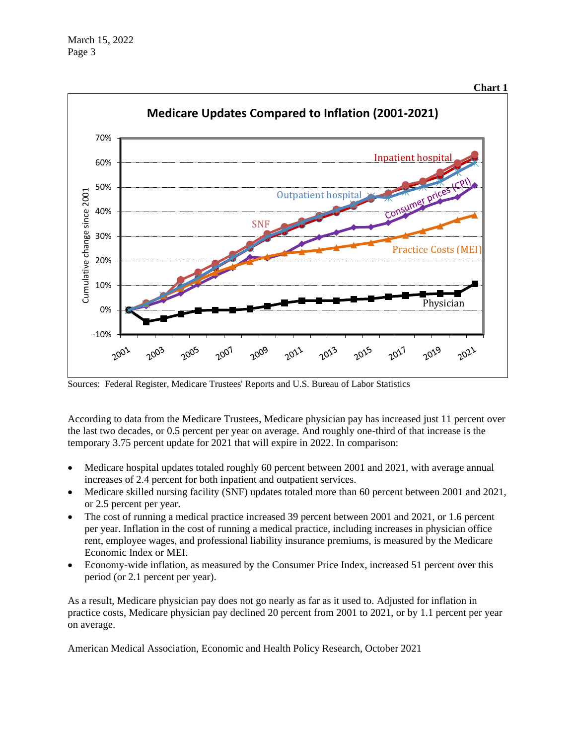March 15, 2022

**Chart 1**

**Medicare Updates Compared to Inflation (2001-2021)**

Sources: Federal Register, Medicare Trustees' Reports and U.S. Bureau of Labor Statistics

According to data from the Medicare Trustees, Medicare physician pay has increased just 11 percent over the last two decades, or 0.5 percent per year on average. And roughly one-third of that increase is the temporary 3.75 percent update for 2021 that will expire in 2022. In comparison:

- Medicare hospital updates totaled roughly 60 percent between 2001 and 2021, with average annual increases of 2.4 percent for both inpatient and outpatient services.
- Medicare skilled nursing facility (SNF) updates totaled more than 60 percent between 2001 and 2021, or 2.5 percent per year.
- The cost of running a medical practice increased 39 percent between 2001 and 2021, or 1.6 percent per year. Inflation in the cost of running a medical practice, including increases in physician office rent, employee wages, and professional liability insurance premiums, is measured by the Medicare Economic Index or MEI.
- Economy-wide inflation, as measured by the Consumer Price Index, increased 51 percent over this period (or 2.1 percent per year).

As a result, Medicare physician pay does not go nearly as far as it used to. Adjusted for inflation in practice costs, Medicare physician pay declined 20 percent from 2001 to 2021, or by 1.1 percent per year on average.

American Medical Association, Economic and Health Policy Research, October 2021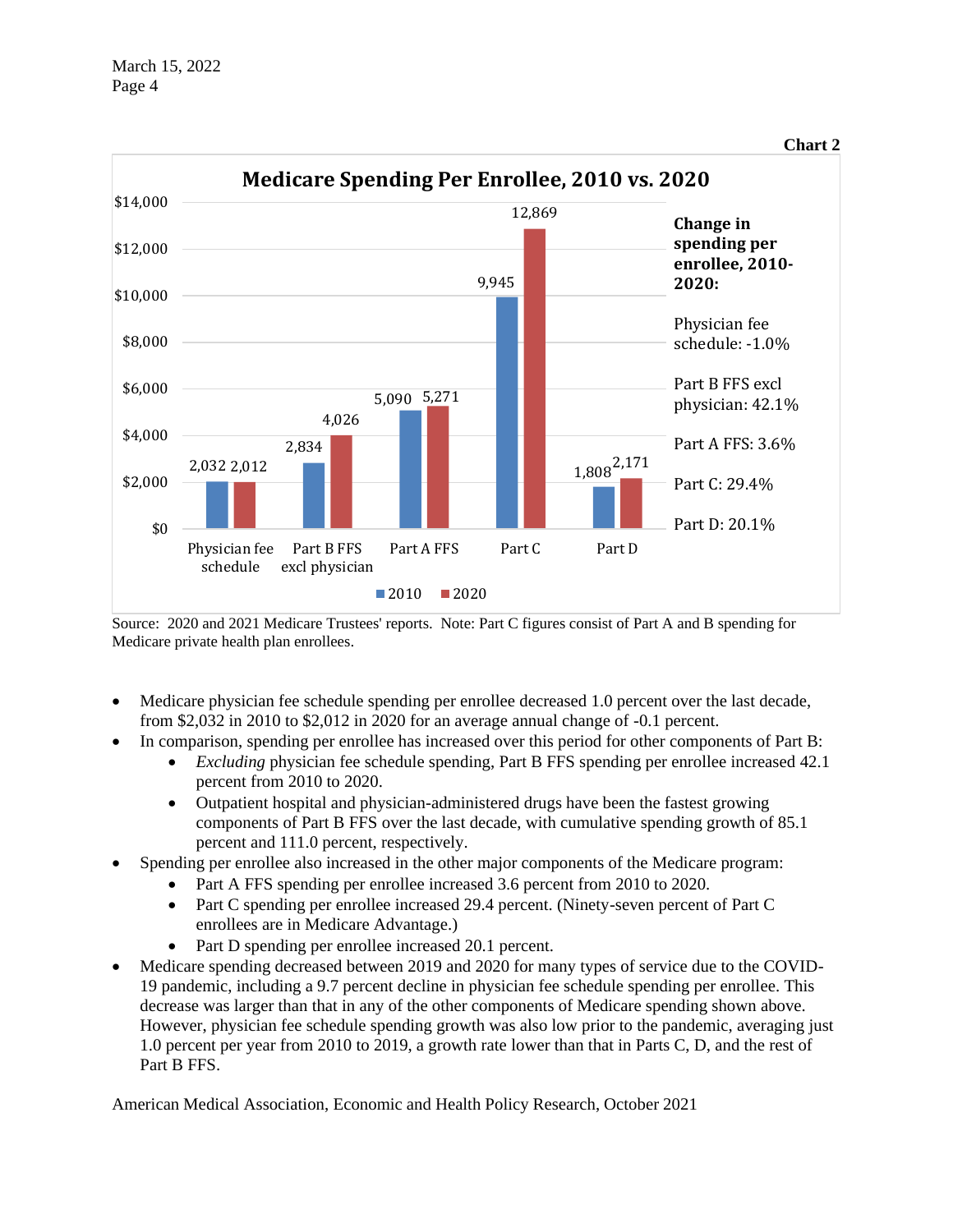**Chart 2**

**Medicare Spending Per Enrollee, 2010 vs. 2020**

| | 2010 | 2020 |
|---|---|---|
| Physician fee schedule | 2,032 | 2,012 |
| Part B FFS excl physician | 2,834 | 4,026 |
| Part A FFS | 5,090 | 5,271 |
| Part C | 9,945 | 12,869 |
| Part D | 1,808 | 2,171 |

**Change in spending per enrollee, 2010-2020:**

Physician fee schedule: -1.0%

Part B FFS excl physician: 42.1%

Part A FFS: 3.6%

Part C: 29.4%

Part D: 20.1%

Source: 2020 and 2021 Medicare Trustees' reports. Note: Part C figures consist of Part A and B spending for Medicare private health plan enrollees.

- Medicare physician fee schedule spending per enrollee decreased 1.0 percent over the last decade, from $2,032 in 2010 to $2,012 in 2020 for an average annual change of -0.1 percent.
- In comparison, spending per enrollee has increased over this period for other components of Part B:
  - *Excluding* physician fee schedule spending, Part B FFS spending per enrollee increased 42.1 percent from 2010 to 2020.
  - Outpatient hospital and physician-administered drugs have been the fastest growing components of Part B FFS over the last decade, with cumulative spending growth of 85.1 percent and 111.0 percent, respectively.
- Spending per enrollee also increased in the other major components of the Medicare program:
  - Part A FFS spending per enrollee increased 3.6 percent from 2010 to 2020.
  - Part C spending per enrollee increased 29.4 percent. (Ninety-seven percent of Part C enrollees are in Medicare Advantage.)
  - Part D spending per enrollee increased 20.1 percent.
- Medicare spending decreased between 2019 and 2020 for many types of service due to the COVID-19 pandemic, including a 9.7 percent decline in physician fee schedule spending per enrollee. This decrease was larger than that in any of the other components of Medicare spending shown above. However, physician fee schedule spending growth was also low prior to the pandemic, averaging just 1.0 percent per year from 2010 to 2019, a growth rate lower than that in Parts C, D, and the rest of Part B FFS.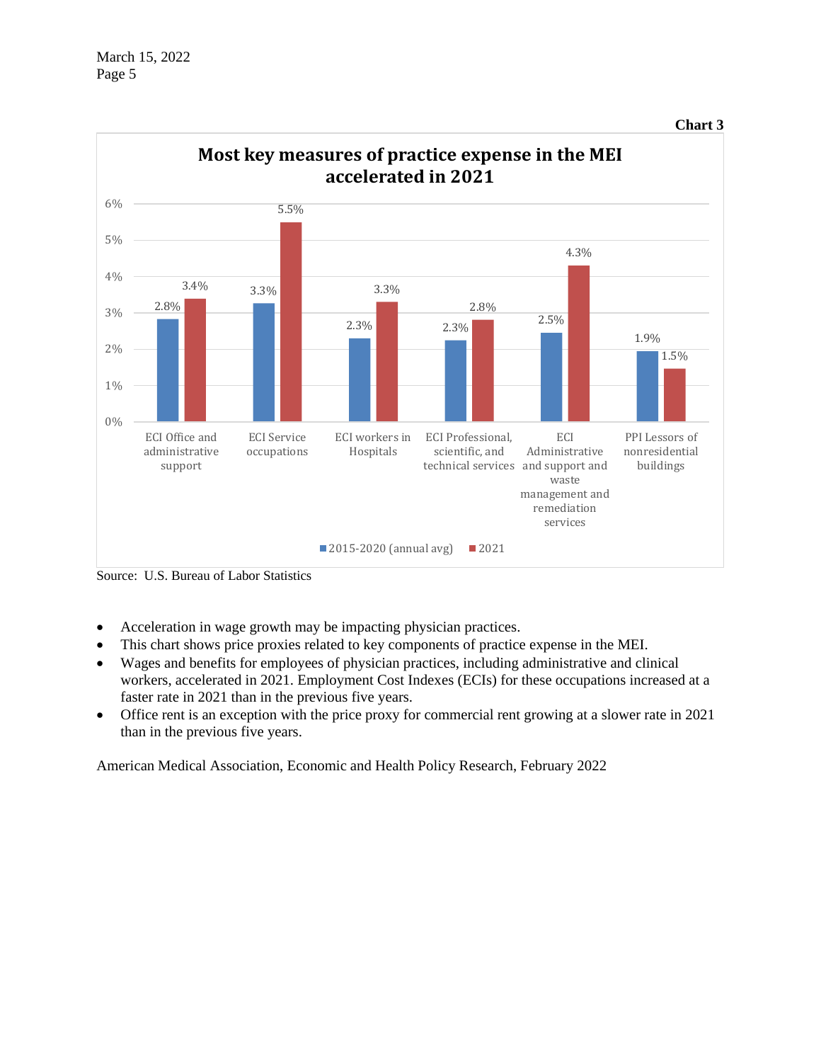**Chart 3**

**Most key measures of practice expense in the MEI accelerated in 2021**

6%
5%
4%
3%
2%
1%
0%

2.8%
3.4%
3.3%
5.5%
2.3%
3.3%
2.3%
2.8%
2.5%
4.3%
1.9%
1.5%

ECI Office and administrative support
ECI Service occupations
ECI workers in Hospitals
ECI Professional, scientific, and technical services
ECI Administrative and support and waste management and remediation services
PPI Lessors of nonresidential buildings

2015-2020 (annual avg)
2021

Source: U.S. Bureau of Labor Statistics

- Acceleration in wage growth may be impacting physician practices.
- This chart shows price proxies related to key components of practice expense in the MEI.
- Wages and benefits for employees of physician practices, including administrative and clinical workers, accelerated in 2021. Employment Cost Indexes (ECIs) for these occupations increased at a faster rate in 2021 than in the previous five years.
- Office rent is an exception with the price proxy for commercial rent growing at a slower rate in 2021 than in the previous five years.

American Medical Association, Economic and Health Policy Research, February 2022